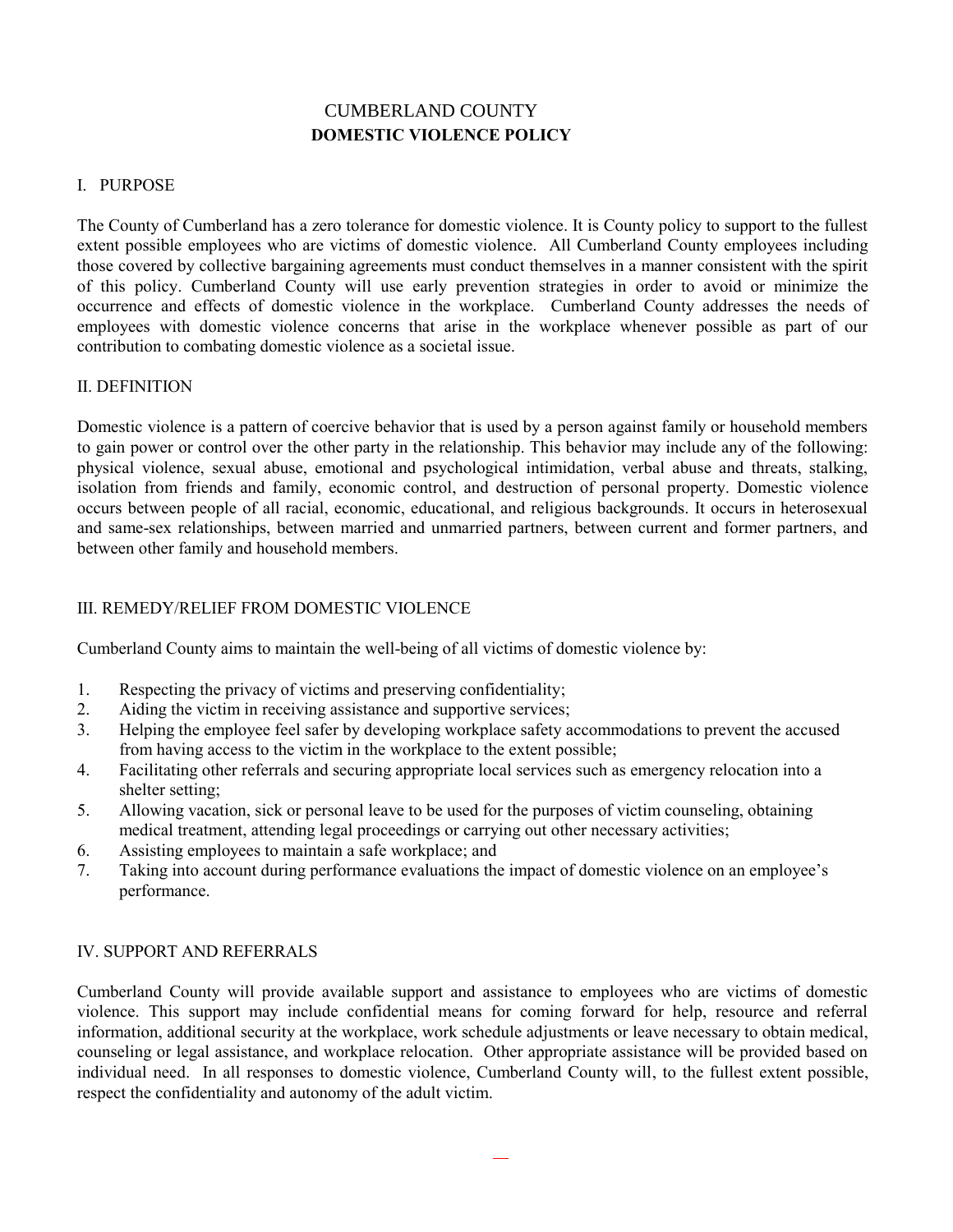# CUMBERLAND COUNTY
## DOMESTIC VIOLENCE POLICY

### I. PURPOSE

The County of Cumberland has a zero tolerance for domestic violence. It is County policy to support to the fullest extent possible employees who are victims of domestic violence. All Cumberland County employees including those covered by collective bargaining agreements must conduct themselves in a manner consistent with the spirit of this policy. Cumberland County will use early prevention strategies in order to avoid or minimize the occurrence and effects of domestic violence in the workplace. Cumberland County addresses the needs of employees with domestic violence concerns that arise in the workplace whenever possible as part of our contribution to combating domestic violence as a societal issue.

### II. DEFINITION

Domestic violence is a pattern of coercive behavior that is used by a person against family or household members to gain power or control over the other party in the relationship. This behavior may include any of the following: physical violence, sexual abuse, emotional and psychological intimidation, verbal abuse and threats, stalking, isolation from friends and family, economic control, and destruction of personal property. Domestic violence occurs between people of all racial, economic, educational, and religious backgrounds. It occurs in heterosexual and same-sex relationships, between married and unmarried partners, between current and former partners, and between other family and household members.

### III. REMEDY/RELIEF FROM DOMESTIC VIOLENCE

Cumberland County aims to maintain the well-being of all victims of domestic violence by:

1. Respecting the privacy of victims and preserving confidentiality;
2. Aiding the victim in receiving assistance and supportive services;
3. Helping the employee feel safer by developing workplace safety accommodations to prevent the accused from having access to the victim in the workplace to the extent possible;
4. Facilitating other referrals and securing appropriate local services such as emergency relocation into a shelter setting;
5. Allowing vacation, sick or personal leave to be used for the purposes of victim counseling, obtaining medical treatment, attending legal proceedings or carrying out other necessary activities;
6. Assisting employees to maintain a safe workplace; and
7. Taking into account during performance evaluations the impact of domestic violence on an employee's performance.

### IV. SUPPORT AND REFERRALS

Cumberland County will provide available support and assistance to employees who are victims of domestic violence. This support may include confidential means for coming forward for help, resource and referral information, additional security at the workplace, work schedule adjustments or leave necessary to obtain medical, counseling or legal assistance, and workplace relocation. Other appropriate assistance will be provided based on individual need. In all responses to domestic violence, Cumberland County will, to the fullest extent possible, respect the confidentiality and autonomy of the adult victim.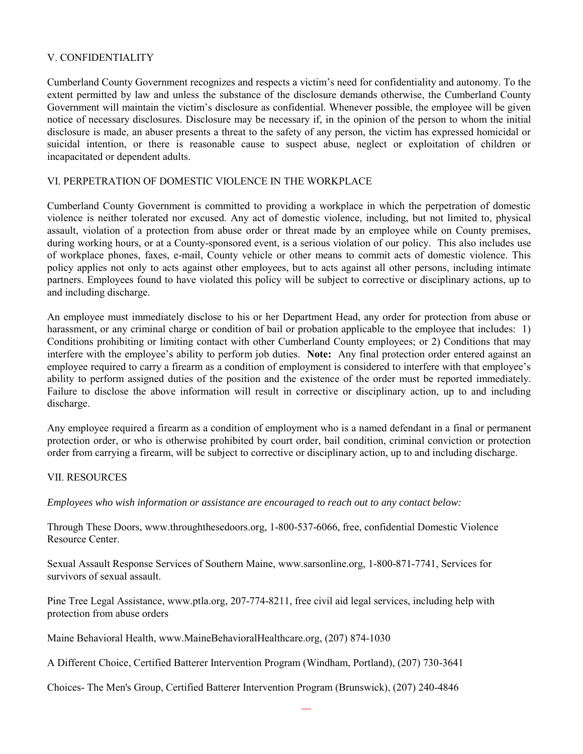## V. CONFIDENTIALITY

Cumberland County Government recognizes and respects a victim's need for confidentiality and autonomy. To the extent permitted by law and unless the substance of the disclosure demands otherwise, the Cumberland County Government will maintain the victim's disclosure as confidential. Whenever possible, the employee will be given notice of necessary disclosures. Disclosure may be necessary if, in the opinion of the person to whom the initial disclosure is made, an abuser presents a threat to the safety of any person, the victim has expressed homicidal or suicidal intention, or there is reasonable cause to suspect abuse, neglect or exploitation of children or incapacitated or dependent adults.

## VI. PERPETRATION OF DOMESTIC VIOLENCE IN THE WORKPLACE

Cumberland County Government is committed to providing a workplace in which the perpetration of domestic violence is neither tolerated nor excused. Any act of domestic violence, including, but not limited to, physical assault, violation of a protection from abuse order or threat made by an employee while on County premises, during working hours, or at a County-sponsored event, is a serious violation of our policy. This also includes use of workplace phones, faxes, e-mail, County vehicle or other means to commit acts of domestic violence. This policy applies not only to acts against other employees, but to acts against all other persons, including intimate partners. Employees found to have violated this policy will be subject to corrective or disciplinary actions, up to and including discharge.

An employee must immediately disclose to his or her Department Head, any order for protection from abuse or harassment, or any criminal charge or condition of bail or probation applicable to the employee that includes: 1) Conditions prohibiting or limiting contact with other Cumberland County employees; or 2) Conditions that may interfere with the employee's ability to perform job duties. **Note:** Any final protection order entered against an employee required to carry a firearm as a condition of employment is considered to interfere with that employee's ability to perform assigned duties of the position and the existence of the order must be reported immediately. Failure to disclose the above information will result in corrective or disciplinary action, up to and including discharge.

Any employee required a firearm as a condition of employment who is a named defendant in a final or permanent protection order, or who is otherwise prohibited by court order, bail condition, criminal conviction or protection order from carrying a firearm, will be subject to corrective or disciplinary action, up to and including discharge.

## VII. RESOURCES

*Employees who wish information or assistance are encouraged to reach out to any contact below:*

Through These Doors, www.throughthesedoors.org, 1-800-537-6066, free, confidential Domestic Violence Resource Center.

Sexual Assault Response Services of Southern Maine, www.sarsonline.org, 1-800-871-7741, Services for survivors of sexual assault.

Pine Tree Legal Assistance, www.ptla.org, 207-774-8211, free civil aid legal services, including help with protection from abuse orders

Maine Behavioral Health, www.MaineBehavioralHealthcare.org, (207) 874-1030

A Different Choice, Certified Batterer Intervention Program (Windham, Portland), (207) 730-3641

Choices- The Men's Group, Certified Batterer Intervention Program (Brunswick), (207) 240-4846